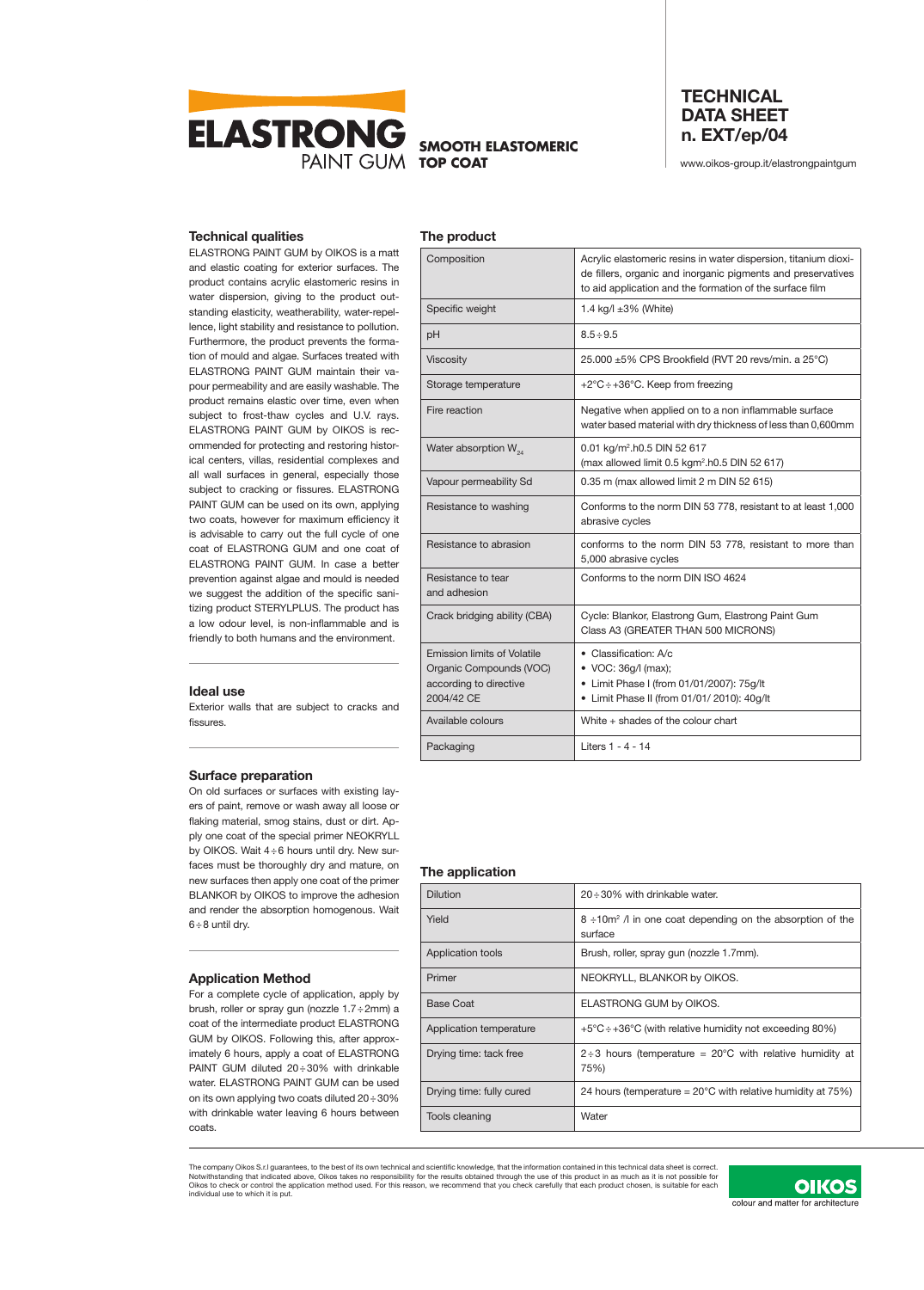# ELASTRONG PAINT GUM

**SMOOTH ELASTOMERIC TOP COAT**

## TECHNICAL DATA SHEET n. EXT/ep/04

www.oikos-group.it/elastrongpaintgum

### Technical qualities

ELASTRONG PAINT GUM by OIKOS is a matt and elastic coating for exterior surfaces. The product contains acrylic elastomeric resins in water dispersion, giving to the product outstanding elasticity, weatherability, water-repellence, light stability and resistance to pollution. Furthermore, the product prevents the formation of mould and algae. Surfaces treated with ELASTRONG PAINT GUM maintain their vapour permeability and are easily washable. The product remains elastic over time, even when subject to frost-thaw cycles and U.V. rays. ELASTRONG PAINT GUM by OIKOS is recommended for protecting and restoring historical centers, villas, residential complexes and all wall surfaces in general, especially those subject to cracking or fissures. ELASTRONG PAINT GUM can be used on its own, applying two coats, however for maximum efficiency it is advisable to carry out the full cycle of one coat of ELASTRONG GUM and one coat of ELASTRONG PAINT GUM. In case a better prevention against algae and mould is needed we suggest the addition of the specific sanitizing product STERYLPLUS. The product has a low odour level, is non-inflammable and is friendly to both humans and the environment.

### Ideal use

Exterior walls that are subject to cracks and fissures.

### Surface preparation

On old surfaces or surfaces with existing layers of paint, remove or wash away all loose or flaking material, smog stains, dust or dirt. Apply one coat of the special primer NEOKRYLL by OIKOS. Wait 4÷6 hours until dry. New surfaces must be thoroughly dry and mature, on new surfaces then apply one coat of the primer BLANKOR by OIKOS to improve the adhesion and render the absorption homogenous. Wait 6÷8 until dry.

### Application Method

For a complete cycle of application, apply by brush, roller or spray gun (nozzle 1.7÷2mm) a coat of the intermediate product ELASTRONG GUM by OIKOS. Following this, after approximately 6 hours, apply a coat of ELASTRONG PAINT GUM diluted 20÷30% with drinkable water. ELASTRONG PAINT GUM can be used on its own applying two coats diluted 20÷30% with drinkable water leaving 6 hours between coats.

### The product

| | |
|---|---|
| Composition | Acrylic elastomeric resins in water dispersion, titanium dioxide fillers, organic and inorganic pigments and preservatives to aid application and the formation of the surface film |
| Specific weight | 1.4 kg/l ±3% (White) |
| pH | 8.5÷9.5 |
| Viscosity | 25.000 ±5% CPS Brookfield (RVT 20 revs/min. a 25°C) |
| Storage temperature | +2°C÷+36°C. Keep from freezing |
| Fire reaction | Negative when applied on to a non inflammable surface water based material with dry thickness of less than 0,600mm |
| Water absorption $W_{24}$ | 0.01 kg/m².h0.5 DIN 52 617 (max allowed limit 0.5 kgm².h0.5 DIN 52 617) |
| Vapour permeability Sd | 0.35 m (max allowed limit 2 m DIN 52 615) |
| Resistance to washing | Conforms to the norm DIN 53 778, resistant to at least 1,000 abrasive cycles |
| Resistance to abrasion | conforms to the norm DIN 53 778, resistant to more than 5,000 abrasive cycles |
| Resistance to tear and adhesion | Conforms to the norm DIN ISO 4624 |
| Crack bridging ability (CBA) | Cycle: Blankor, Elastrong Gum, Elastrong Paint Gum Class A3 (GREATER THAN 500 MICRONS) |
| Emission limits of Volatile Organic Compounds (VOC) according to directive 2004/42 CE | • Classification: A/c • VOC: 36g/l (max); • Limit Phase I (from 01/01/2007): 75g/lt • Limit Phase II (from 01/01/ 2010): 40g/lt |
| Available colours | White + shades of the colour chart |
| Packaging | Liters 1 - 4 - 14 |

### The application

| | |
|---|---|
| Dilution | 20÷30% with drinkable water. |
| Yield | 8 ÷10m² /l in one coat depending on the absorption of the surface |
| Application tools | Brush, roller, spray gun (nozzle 1.7mm). |
| Primer | NEOKRYLL, BLANKOR by OIKOS. |
| Base Coat | ELASTRONG GUM by OIKOS. |
| Application temperature | +5°C÷+36°C (with relative humidity not exceeding 80%) |
| Drying time: tack free | 2÷3 hours (temperature = 20°C with relative humidity at 75%) |
| Drying time: fully cured | 24 hours (temperature = 20°C with relative humidity at 75%) |
| Tools cleaning | Water |

The company Oikos S.r.l guarantees, to the best of its own technical and scientific knowledge, that the information contained in this technical data sheet is correct. Notwithstanding that indicated above, Oikos takes no responsibility for the results obtained through the use of this product in as much as it is not possible for Oikos to check or control the application method used. For this reason, we recommend that you check carefully that each product chosen, is suitable for each individual use to which it is put.

OIKOS colour and matter for architecture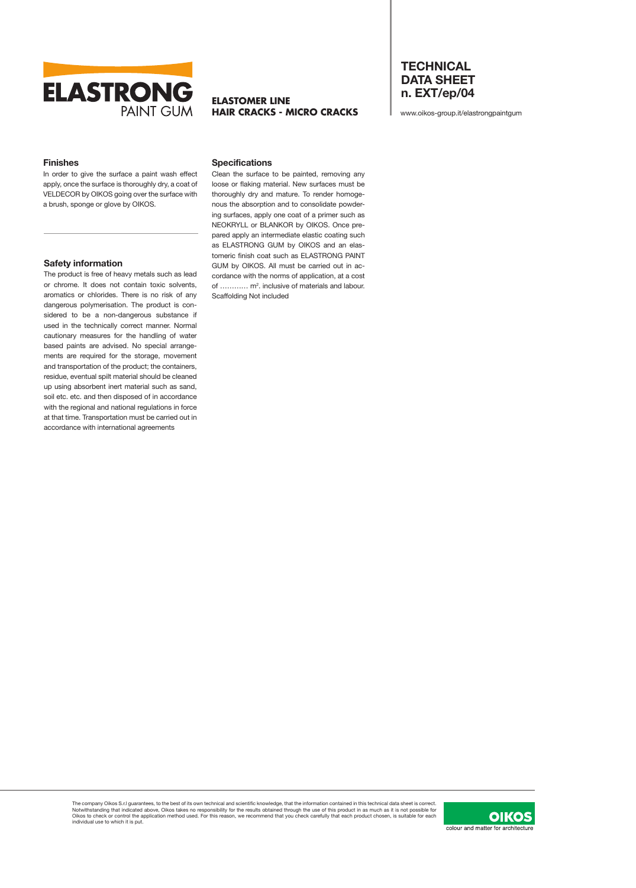# ELASTRONG PAINT GUM

**ELASTOMER LINE**
**HAIR CRACKS - MICRO CRACKS**

**TECHNICAL DATA SHEET n. EXT/ep/04**

www.oikos-group.it/elastrongpaintgum

## Finishes

In order to give the surface a paint wash effect apply, once the surface is thoroughly dry, a coat of VELDECOR by OIKOS going over the surface with a brush, sponge or glove by OIKOS.

## Safety information

The product is free of heavy metals such as lead or chrome. It does not contain toxic solvents, aromatics or chlorides. There is no risk of any dangerous polymerisation. The product is considered to be a non-dangerous substance if used in the technically correct manner. Normal cautionary measures for the handling of water based paints are advised. No special arrangements are required for the storage, movement and transportation of the product; the containers, residue, eventual spilt material should be cleaned up using absorbent inert material such as sand, soil etc. etc. and then disposed of in accordance with the regional and national regulations in force at that time. Transportation must be carried out in accordance with international agreements

## Specifications

Clean the surface to be painted, removing any loose or flaking material. New surfaces must be thoroughly dry and mature. To render homogenous the absorption and to consolidate powdering surfaces, apply one coat of a primer such as NEOKRYLL or BLANKOR by OIKOS. Once prepared apply an intermediate elastic coating such as ELASTRONG GUM by OIKOS and an elastomeric finish coat such as ELASTRONG PAINT GUM by OIKOS. All must be carried out in accordance with the norms of application, at a cost of ………… $m^2$. inclusive of materials and labour. Scaffolding Not included

The company Oikos S.r.l guarantees, to the best of its own technical and scientific knowledge, that the information contained in this technical data sheet is correct. Notwithstanding that indicated above, Oikos takes no responsibility for the results obtained through the use of this product in as much as it is not possible for Oikos to check or control the application method used. For this reason, we recommend that you check carefully that each product chosen, is suitable for each individual use to which it is put.

OIKOS colour and matter for architecture